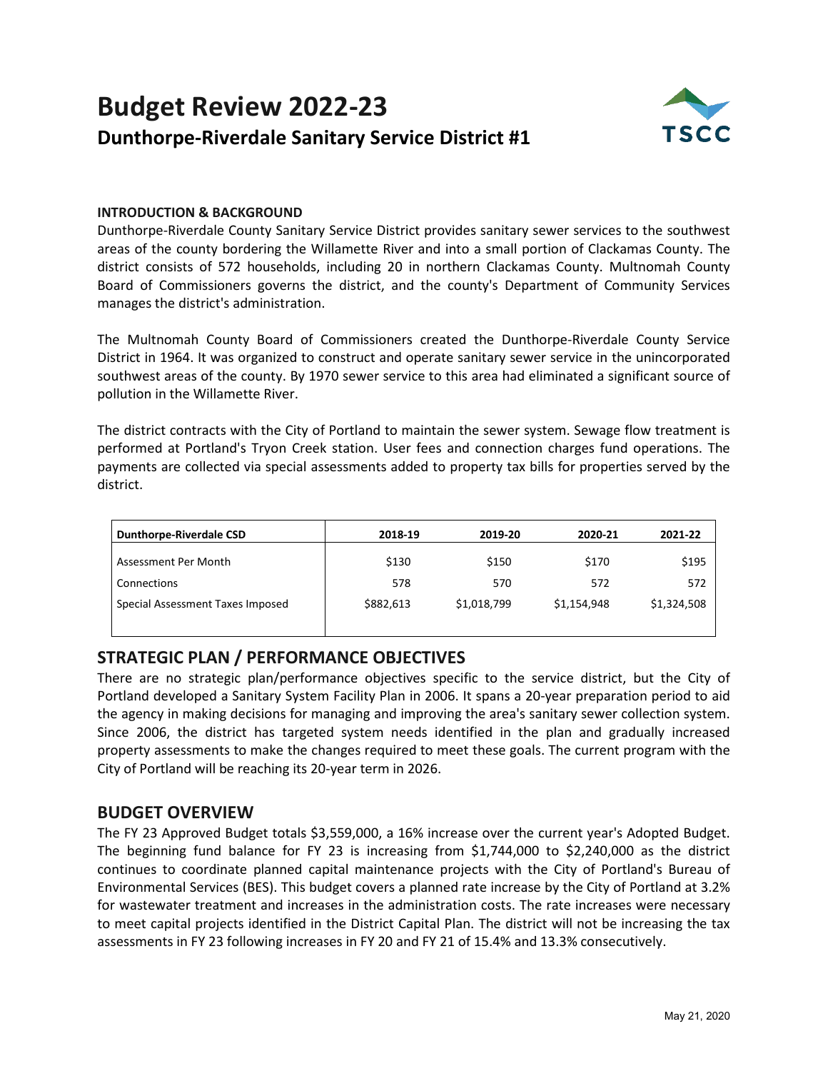# Budget Review 2022-23

## Dunthorpe-Riverdale Sanitary Service District #1

**INTRODUCTION & BACKGROUND**

Dunthorpe-Riverdale County Sanitary Service District provides sanitary sewer services to the southwest areas of the county bordering the Willamette River and into a small portion of Clackamas County. The district consists of 572 households, including 20 in northern Clackamas County. Multnomah County Board of Commissioners governs the district, and the county's Department of Community Services manages the district's administration.

The Multnomah County Board of Commissioners created the Dunthorpe-Riverdale County Service District in 1964. It was organized to construct and operate sanitary sewer service in the unincorporated southwest areas of the county. By 1970 sewer service to this area had eliminated a significant source of pollution in the Willamette River.

The district contracts with the City of Portland to maintain the sewer system. Sewage flow treatment is performed at Portland's Tryon Creek station. User fees and connection charges fund operations. The payments are collected via special assessments added to property tax bills for properties served by the district.

| Dunthorpe-Riverdale CSD | 2018-19 | 2019-20 | 2020-21 | 2021-22 |
|---|---|---|---|---|
| Assessment Per Month | $130 | $150 | $170 | $195 |
| Connections | 578 | 570 | 572 | 572 |
| Special Assessment Taxes Imposed | $882,613 | $1,018,799 | $1,154,948 | $1,324,508 |

## STRATEGIC PLAN / PERFORMANCE OBJECTIVES

There are no strategic plan/performance objectives specific to the service district, but the City of Portland developed a Sanitary System Facility Plan in 2006. It spans a 20-year preparation period to aid the agency in making decisions for managing and improving the area's sanitary sewer collection system. Since 2006, the district has targeted system needs identified in the plan and gradually increased property assessments to make the changes required to meet these goals. The current program with the City of Portland will be reaching its 20-year term in 2026.

## BUDGET OVERVIEW

The FY 23 Approved Budget totals $3,559,000, a 16% increase over the current year's Adopted Budget. The beginning fund balance for FY 23 is increasing from $1,744,000 to $2,240,000 as the district continues to coordinate planned capital maintenance projects with the City of Portland's Bureau of Environmental Services (BES). This budget covers a planned rate increase by the City of Portland at 3.2% for wastewater treatment and increases in the administration costs. The rate increases were necessary to meet capital projects identified in the District Capital Plan. The district will not be increasing the tax assessments in FY 23 following increases in FY 20 and FY 21 of 15.4% and 13.3% consecutively.

May 21, 2020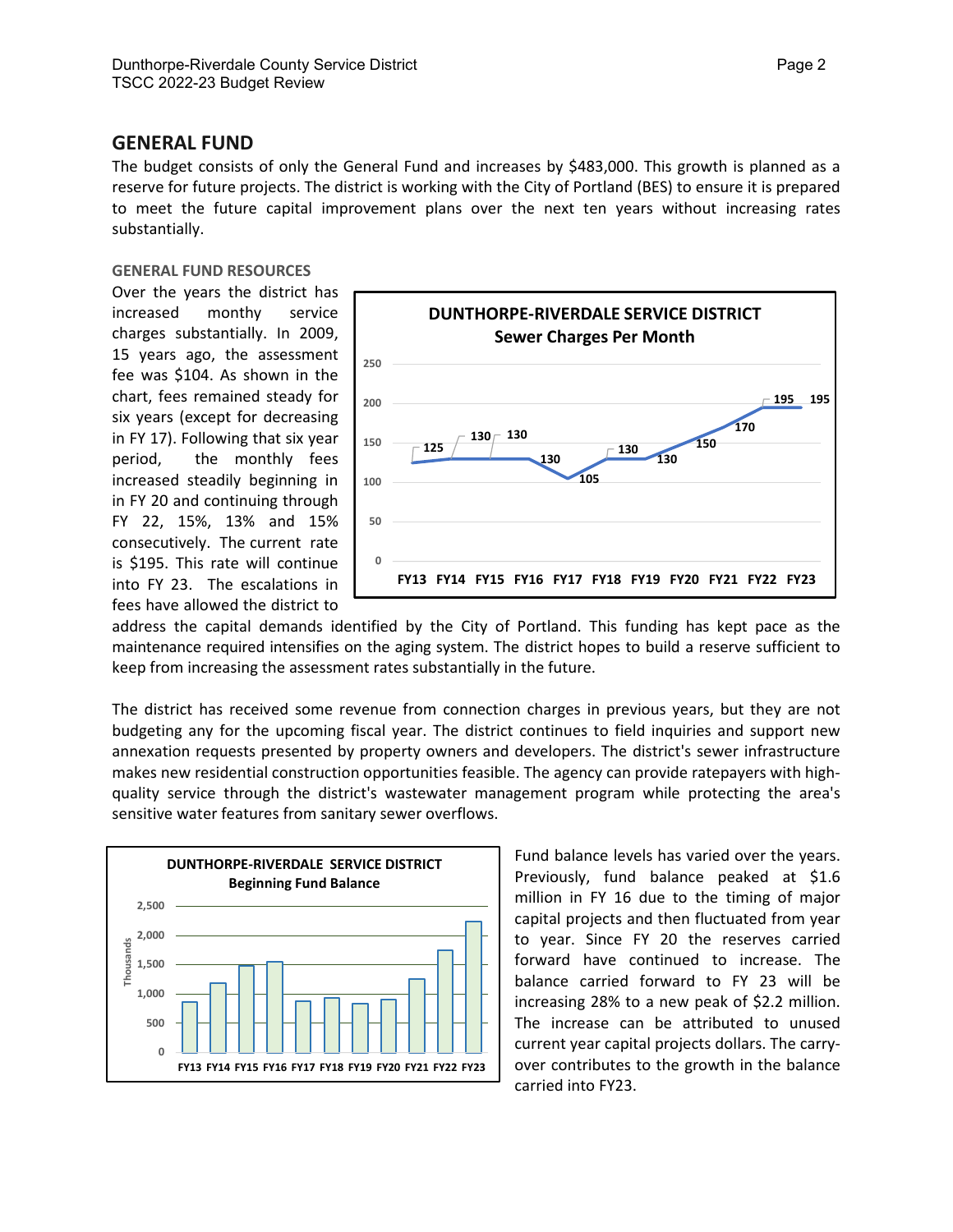## GENERAL FUND

The budget consists of only the General Fund and increases by $483,000. This growth is planned as a reserve for future projects. The district is working with the City of Portland (BES) to ensure it is prepared to meet the future capital improvement plans over the next ten years without increasing rates substantially.

### GENERAL FUND RESOURCES

Over the years the district has increased monthy service charges substantially. In 2009, 15 years ago, the assessment fee was $104. As shown in the chart, fees remained steady for six years (except for decreasing in FY 17). Following that six year period, the monthly fees increased steadily beginning in in FY 20 and continuing through FY 22, 15%, 13% and 15% consecutively. The current rate is $195. This rate will continue into FY 23. The escalations in fees have allowed the district to address the capital demands identified by the City of Portland. This funding has kept pace as the maintenance required intensifies on the aging system. The district hopes to build a reserve sufficient to keep from increasing the assessment rates substantially in the future.

The district has received some revenue from connection charges in previous years, but they are not budgeting any for the upcoming fiscal year. The district continues to field inquiries and support new annexation requests presented by property owners and developers. The district's sewer infrastructure makes new residential construction opportunities feasible. The agency can provide ratepayers with high-quality service through the district's wastewater management program while protecting the area's sensitive water features from sanitary sewer overflows.

Fund balance levels has varied over the years. Previously, fund balance peaked at $1.6 million in FY 16 due to the timing of major capital projects and then fluctuated from year to year. Since FY 20 the reserves carried forward have continued to increase. The balance carried forward to FY 23 will be increasing 28% to a new peak of $2.2 million. The increase can be attributed to unused current year capital projects dollars. The carry-over contributes to the growth in the balance carried into FY23.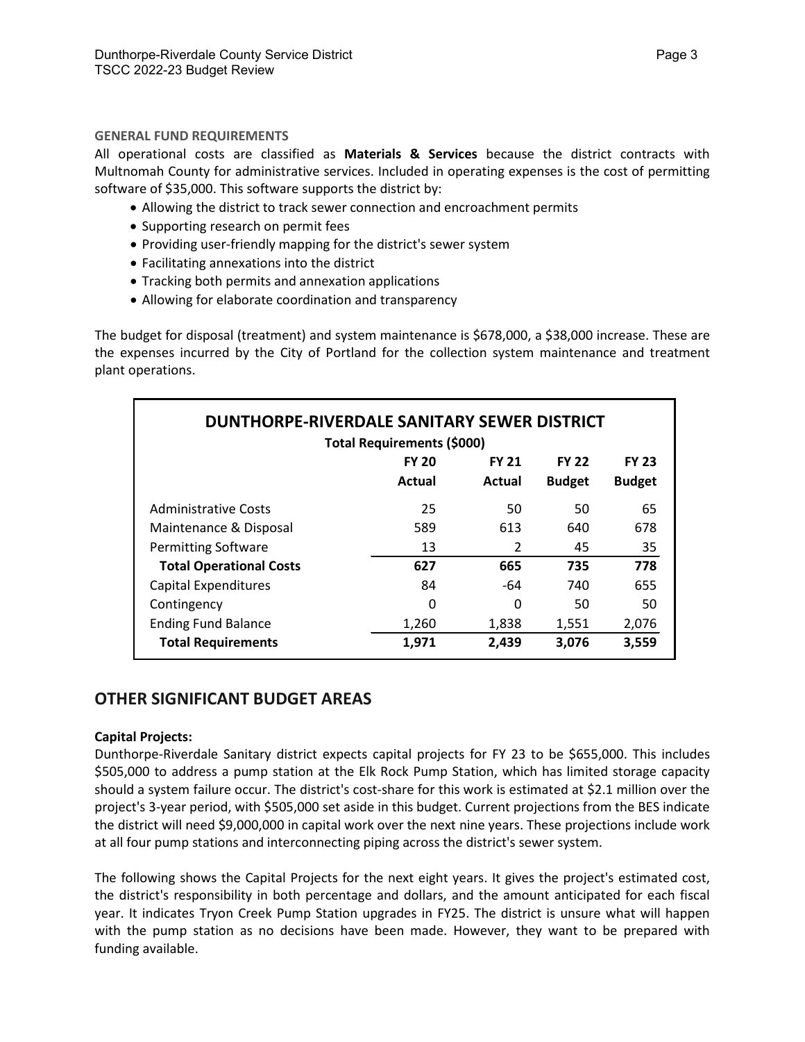**GENERAL FUND REQUIREMENTS**

All operational costs are classified as **Materials & Services** because the district contracts with Multnomah County for administrative services. Included in operating expenses is the cost of permitting software of $35,000. This software supports the district by:

- Allowing the district to track sewer connection and encroachment permits
- Supporting research on permit fees
- Providing user-friendly mapping for the district's sewer system
- Facilitating annexations into the district
- Tracking both permits and annexation applications
- Allowing for elaborate coordination and transparency

The budget for disposal (treatment) and system maintenance is $678,000, a $38,000 increase. These are the expenses incurred by the City of Portland for the collection system maintenance and treatment plant operations.

**DUNTHORPE-RIVERDALE SANITARY SEWER DISTRICT**

**Total Requirements ($000)**

| | FY 20 Actual | FY 21 Actual | FY 22 Budget | FY 23 Budget |
|---|---|---|---|---|
| Administrative Costs | 25 | 50 | 50 | 65 |
| Maintenance & Disposal | 589 | 613 | 640 | 678 |
| Permitting Software | 13 | 2 | 45 | 35 |
| **Total Operational Costs** | **627** | **665** | **735** | **778** |
| Capital Expenditures | 84 | -64 | 740 | 655 |
| Contingency | 0 | 0 | 50 | 50 |
| Ending Fund Balance | 1,260 | 1,838 | 1,551 | 2,076 |
| **Total Requirements** | **1,971** | **2,439** | **3,076** | **3,559** |

## OTHER SIGNIFICANT BUDGET AREAS

**Capital Projects:**

Dunthorpe-Riverdale Sanitary district expects capital projects for FY 23 to be $655,000. This includes $505,000 to address a pump station at the Elk Rock Pump Station, which has limited storage capacity should a system failure occur. The district's cost-share for this work is estimated at $2.1 million over the project's 3-year period, with $505,000 set aside in this budget. Current projections from the BES indicate the district will need $9,000,000 in capital work over the next nine years. These projections include work at all four pump stations and interconnecting piping across the district's sewer system.

The following shows the Capital Projects for the next eight years. It gives the project's estimated cost, the district's responsibility in both percentage and dollars, and the amount anticipated for each fiscal year. It indicates Tryon Creek Pump Station upgrades in FY25. The district is unsure what will happen with the pump station as no decisions have been made. However, they want to be prepared with funding available.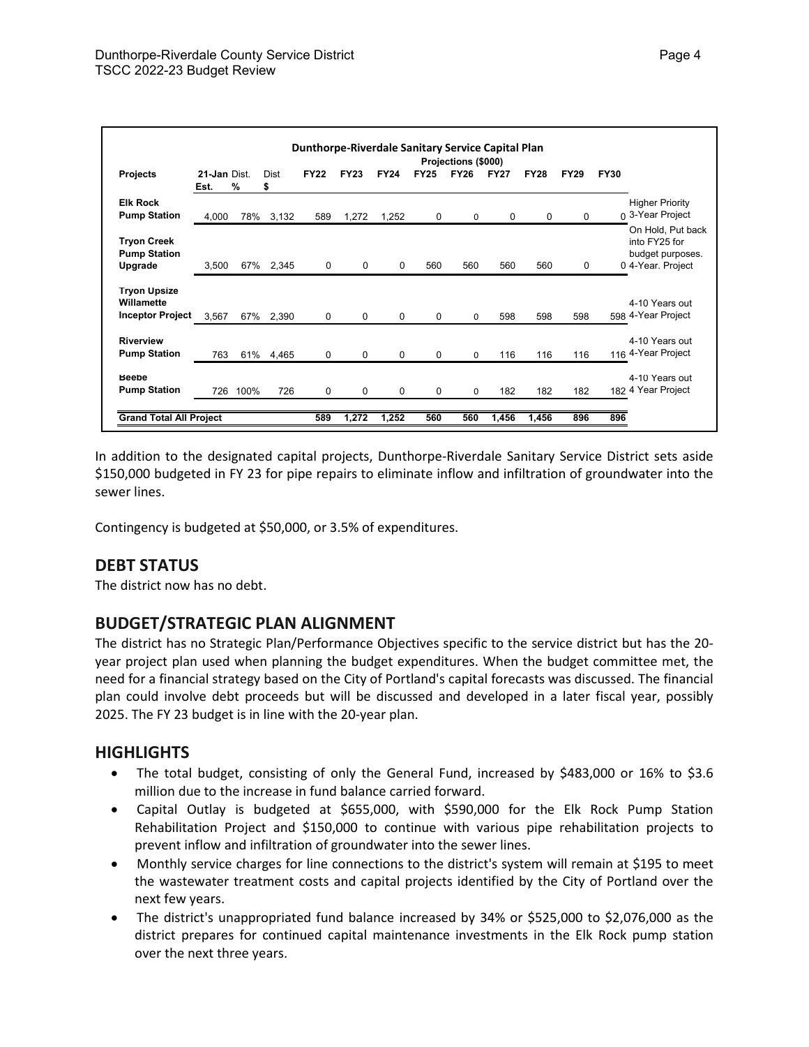| Dunthorpe-Riverdale Sanitary Service Capital Plan | | | | | | | | | | | | | | |
|---|---|---|---|---|---|---|---|---|---|---|---|---|---|---|
| | | | | Projections ($000) | | | | | | | | | | |
| **Projects** | **21-Jan Est.** | **Dist. %** | **Dist $** | **FY22** | **FY23** | **FY24** | **FY25** | **FY26** | **FY27** | **FY28** | **FY29** | **FY30** | |
| **Elk Rock Pump Station** | 4,000 | 78% | 3,132 | 589 | 1,272 | 1,252 | 0 | 0 | 0 | 0 | 0 | 0 | Higher Priority 3-Year Project |
| **Tryon Creek Pump Station Upgrade** | 3,500 | 67% | 2,345 | 0 | 0 | 0 | 560 | 560 | 560 | 560 | 0 | 0 | On Hold, Put back into FY25 for budget purposes. 4-Year. Project |
| **Tryon Upsize Willamette Inceptor Project** | 3,567 | 67% | 2,390 | 0 | 0 | 0 | 0 | 0 | 598 | 598 | 598 | 598 | 4-10 Years out 4-Year Project |
| **Riverview Pump Station** | 763 | 61% | 4,465 | 0 | 0 | 0 | 0 | 0 | 116 | 116 | 116 | 116 | 4-10 Years out 4-Year Project |
| **Beebe Pump Station** | 726 | 100% | 726 | 0 | 0 | 0 | 0 | 0 | 182 | 182 | 182 | 182 | 4-10 Years out 4 Year Project |
| **Grand Total All Project** | | | | **589** | **1,272** | **1,252** | **560** | **560** | **1,456** | **1,456** | **896** | **896** | |

In addition to the designated capital projects, Dunthorpe-Riverdale Sanitary Service District sets aside $150,000 budgeted in FY 23 for pipe repairs to eliminate inflow and infiltration of groundwater into the sewer lines.

Contingency is budgeted at $50,000, or 3.5% of expenditures.

## DEBT STATUS

The district now has no debt.

## BUDGET/STRATEGIC PLAN ALIGNMENT

The district has no Strategic Plan/Performance Objectives specific to the service district but has the 20-year project plan used when planning the budget expenditures. When the budget committee met, the need for a financial strategy based on the City of Portland's capital forecasts was discussed. The financial plan could involve debt proceeds but will be discussed and developed in a later fiscal year, possibly 2025. The FY 23 budget is in line with the 20-year plan.

## HIGHLIGHTS

- The total budget, consisting of only the General Fund, increased by $483,000 or 16% to $3.6 million due to the increase in fund balance carried forward.
- Capital Outlay is budgeted at $655,000, with $590,000 for the Elk Rock Pump Station Rehabilitation Project and $150,000 to continue with various pipe rehabilitation projects to prevent inflow and infiltration of groundwater into the sewer lines.
- Monthly service charges for line connections to the district's system will remain at $195 to meet the wastewater treatment costs and capital projects identified by the City of Portland over the next few years.
- The district's unappropriated fund balance increased by 34% or $525,000 to $2,076,000 as the district prepares for continued capital maintenance investments in the Elk Rock pump station over the next three years.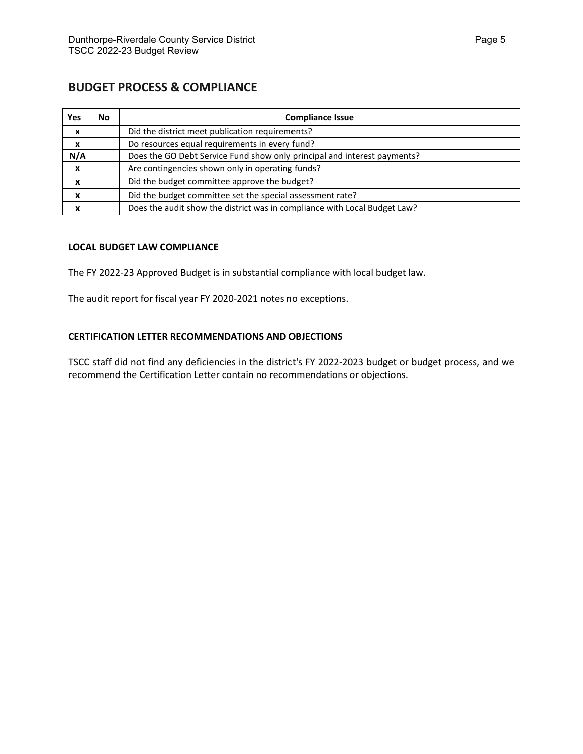## BUDGET PROCESS & COMPLIANCE

| Yes | No | Compliance Issue |
|---|---|---|
| x | | Did the district meet publication requirements? |
| x | | Do resources equal requirements in every fund? |
| N/A | | Does the GO Debt Service Fund show only principal and interest payments? |
| x | | Are contingencies shown only in operating funds? |
| x | | Did the budget committee approve the budget? |
| x | | Did the budget committee set the special assessment rate? |
| x | | Does the audit show the district was in compliance with Local Budget Law? |

### LOCAL BUDGET LAW COMPLIANCE

The FY 2022-23 Approved Budget is in substantial compliance with local budget law.

The audit report for fiscal year FY 2020-2021 notes no exceptions.

### CERTIFICATION LETTER RECOMMENDATIONS AND OBJECTIONS

TSCC staff did not find any deficiencies in the district's FY 2022-2023 budget or budget process, and we recommend the Certification Letter contain no recommendations or objections.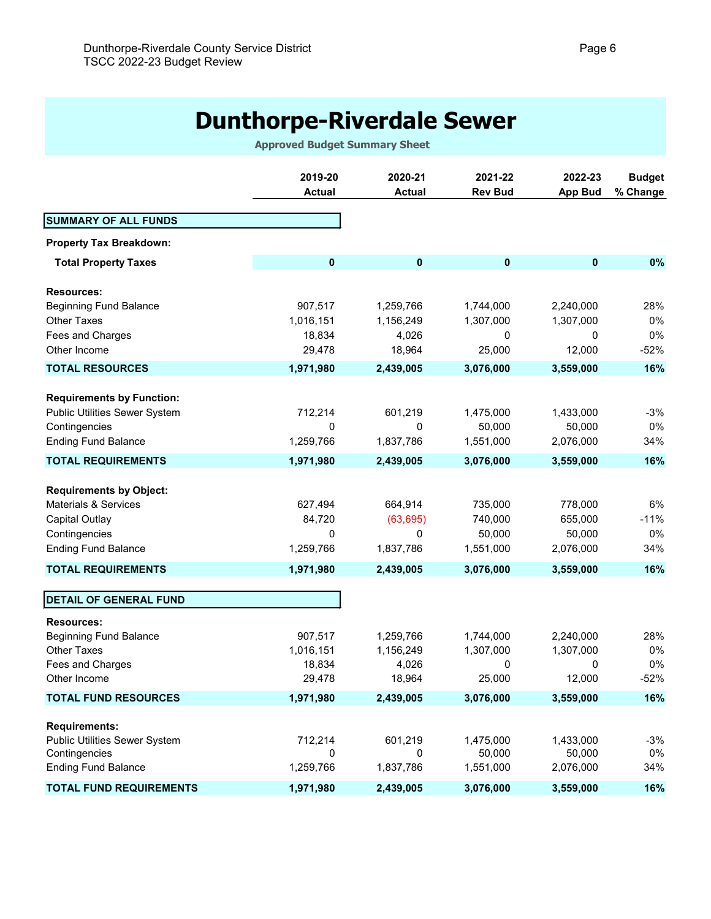# Dunthorpe-Riverdale Sewer

**Approved Budget Summary Sheet**

| | 2019-20 Actual | 2020-21 Actual | 2021-22 Rev Bud | 2022-23 App Bud | Budget % Change |
|---|---|---|---|---|---|
| **SUMMARY OF ALL FUNDS** | | | | | |
| **Property Tax Breakdown:** | | | | | |
| **Total Property Taxes** | **0** | **0** | **0** | **0** | **0%** |
| **Resources:** | | | | | |
| Beginning Fund Balance | 907,517 | 1,259,766 | 1,744,000 | 2,240,000 | 28% |
| Other Taxes | 1,016,151 | 1,156,249 | 1,307,000 | 1,307,000 | 0% |
| Fees and Charges | 18,834 | 4,026 | 0 | 0 | 0% |
| Other Income | 29,478 | 18,964 | 25,000 | 12,000 | -52% |
| **TOTAL RESOURCES** | **1,971,980** | **2,439,005** | **3,076,000** | **3,559,000** | **16%** |
| **Requirements by Function:** | | | | | |
| Public Utilities Sewer System | 712,214 | 601,219 | 1,475,000 | 1,433,000 | -3% |
| Contingencies | 0 | 0 | 50,000 | 50,000 | 0% |
| Ending Fund Balance | 1,259,766 | 1,837,786 | 1,551,000 | 2,076,000 | 34% |
| **TOTAL REQUIREMENTS** | **1,971,980** | **2,439,005** | **3,076,000** | **3,559,000** | **16%** |
| **Requirements by Object:** | | | | | |
| Materials & Services | 627,494 | 664,914 | 735,000 | 778,000 | 6% |
| Capital Outlay | 84,720 | (63,695) | 740,000 | 655,000 | -11% |
| Contingencies | 0 | 0 | 50,000 | 50,000 | 0% |
| Ending Fund Balance | 1,259,766 | 1,837,786 | 1,551,000 | 2,076,000 | 34% |
| **TOTAL REQUIREMENTS** | **1,971,980** | **2,439,005** | **3,076,000** | **3,559,000** | **16%** |
| **DETAIL OF GENERAL FUND** | | | | | |
| **Resources:** | | | | | |
| Beginning Fund Balance | 907,517 | 1,259,766 | 1,744,000 | 2,240,000 | 28% |
| Other Taxes | 1,016,151 | 1,156,249 | 1,307,000 | 1,307,000 | 0% |
| Fees and Charges | 18,834 | 4,026 | 0 | 0 | 0% |
| Other Income | 29,478 | 18,964 | 25,000 | 12,000 | -52% |
| **TOTAL FUND RESOURCES** | **1,971,980** | **2,439,005** | **3,076,000** | **3,559,000** | **16%** |
| **Requirements:** | | | | | |
| Public Utilities Sewer System | 712,214 | 601,219 | 1,475,000 | 1,433,000 | -3% |
| Contingencies | 0 | 0 | 50,000 | 50,000 | 0% |
| Ending Fund Balance | 1,259,766 | 1,837,786 | 1,551,000 | 2,076,000 | 34% |
| **TOTAL FUND REQUIREMENTS** | **1,971,980** | **2,439,005** | **3,076,000** | **3,559,000** | **16%** |